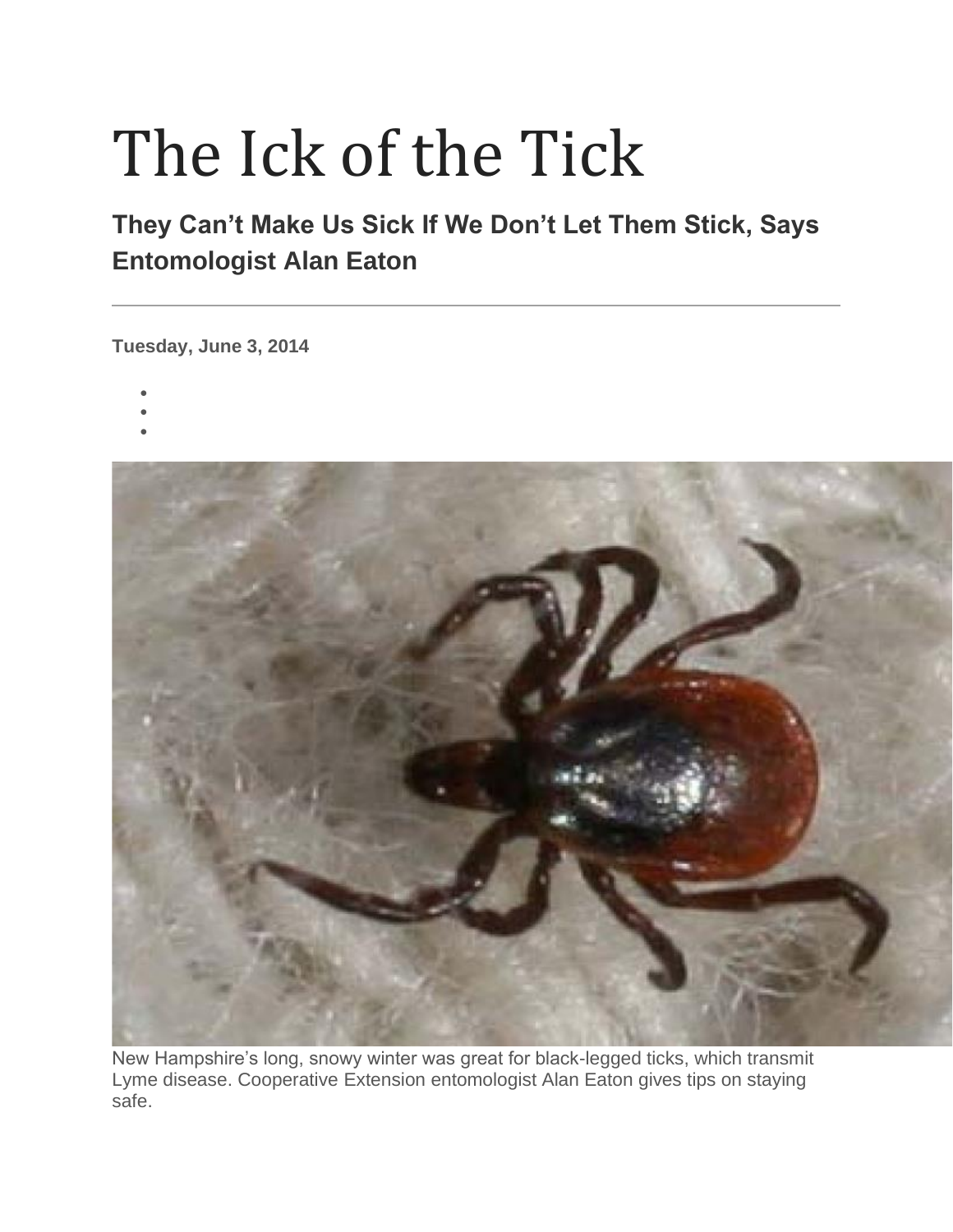# The Ick of the Tick

## They Can't Make Us Sick If We Don't Let Them Stick, Says Entomologist Alan Eaton

---

**Tuesday, June 3, 2014**

New Hampshire's long, snowy winter was great for black-legged ticks, which transmit Lyme disease. Cooperative Extension entomologist Alan Eaton gives tips on staying safe.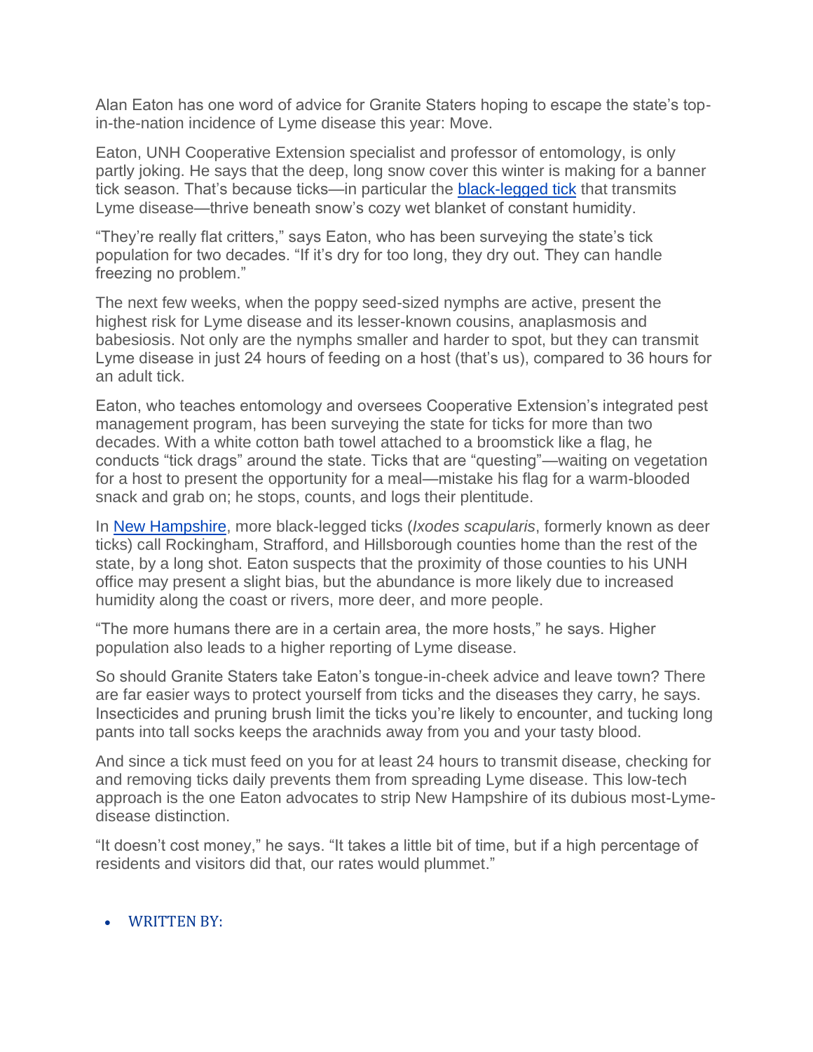Alan Eaton has one word of advice for Granite Staters hoping to escape the state's top-in-the-nation incidence of Lyme disease this year: Move.

Eaton, UNH Cooperative Extension specialist and professor of entomology, is only partly joking. He says that the deep, long snow cover this winter is making for a banner tick season. That's because ticks—in particular the [black-legged tick] that transmits Lyme disease—thrive beneath snow's cozy wet blanket of constant humidity.

"They're really flat critters," says Eaton, who has been surveying the state's tick population for two decades. "If it's dry for too long, they dry out. They can handle freezing no problem."

The next few weeks, when the poppy seed-sized nymphs are active, present the highest risk for Lyme disease and its lesser-known cousins, anaplasmosis and babesiosis. Not only are the nymphs smaller and harder to spot, but they can transmit Lyme disease in just 24 hours of feeding on a host (that's us), compared to 36 hours for an adult tick.

Eaton, who teaches entomology and oversees Cooperative Extension's integrated pest management program, has been surveying the state for ticks for more than two decades. With a white cotton bath towel attached to a broomstick like a flag, he conducts "tick drags" around the state. Ticks that are "questing"—waiting on vegetation for a host to present the opportunity for a meal—mistake his flag for a warm-blooded snack and grab on; he stops, counts, and logs their plentitude.

In [New Hampshire], more black-legged ticks (*Ixodes scapularis*, formerly known as deer ticks) call Rockingham, Strafford, and Hillsborough counties home than the rest of the state, by a long shot. Eaton suspects that the proximity of those counties to his UNH office may present a slight bias, but the abundance is more likely due to increased humidity along the coast or rivers, more deer, and more people.

"The more humans there are in a certain area, the more hosts," he says. Higher population also leads to a higher reporting of Lyme disease.

So should Granite Staters take Eaton's tongue-in-cheek advice and leave town? There are far easier ways to protect yourself from ticks and the diseases they carry, he says. Insecticides and pruning brush limit the ticks you're likely to encounter, and tucking long pants into tall socks keeps the arachnids away from you and your tasty blood.

And since a tick must feed on you for at least 24 hours to transmit disease, checking for and removing ticks daily prevents them from spreading Lyme disease. This low-tech approach is the one Eaton advocates to strip New Hampshire of its dubious most-Lyme-disease distinction.

"It doesn't cost money," he says. "It takes a little bit of time, but if a high percentage of residents and visitors did that, our rates would plummet."

- WRITTEN BY: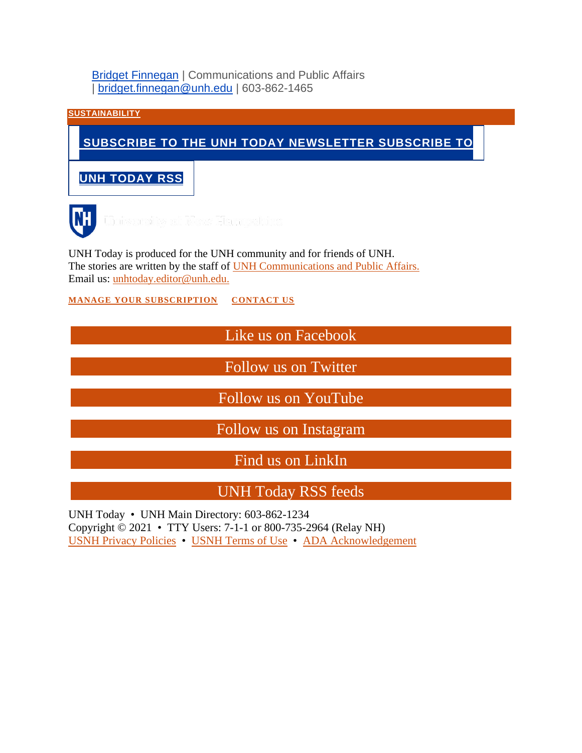Bridget Finnegan | Communications and Public Affairs | bridget.finnegan@unh.edu | 603-862-1465

**SUSTAINABILITY**

**SUBSCRIBE TO THE UNH TODAY NEWSLETTER SUBSCRIBE TO**

**UNH TODAY RSS**

University of New Hampshire

UNH Today is produced for the UNH community and for friends of UNH.
The stories are written by the staff of UNH Communications and Public Affairs.
Email us: unhtoday.editor@unh.edu.

**MANAGE YOUR SUBSCRIPTION** **CONTACT US**

Like us on Facebook

Follow us on Twitter

Follow us on YouTube

Follow us on Instagram

Find us on LinkIn

UNH Today RSS feeds

UNH Today • UNH Main Directory: 603-862-1234
Copyright © 2021 • TTY Users: 7-1-1 or 800-735-2964 (Relay NH)
USNH Privacy Policies • USNH Terms of Use • ADA Acknowledgement